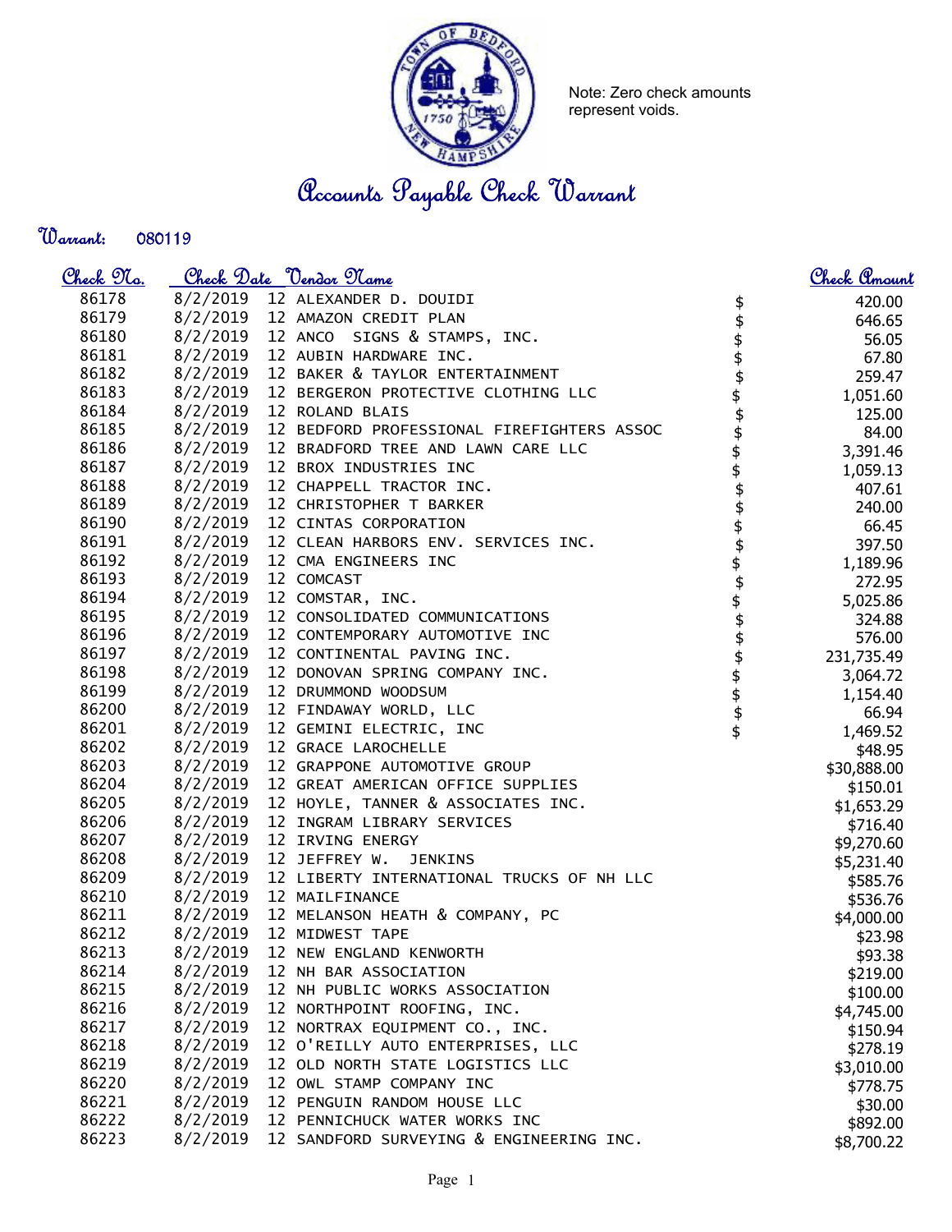Note: Zero check amounts represent voids.

# Accounts Payable Check Warrant

**Warrant:** 080119

| Check No. | Check Date | Vendor Name | Check Amount |
|---|---|---|---|
| 86178 | 8/2/2019 | 12 ALEXANDER D. DOUIDI | $ 420.00 |
| 86179 | 8/2/2019 | 12 AMAZON CREDIT PLAN | $ 646.65 |
| 86180 | 8/2/2019 | 12 ANCO SIGNS & STAMPS, INC. | $ 56.05 |
| 86181 | 8/2/2019 | 12 AUBIN HARDWARE INC. | $ 67.80 |
| 86182 | 8/2/2019 | 12 BAKER & TAYLOR ENTERTAINMENT | $ 259.47 |
| 86183 | 8/2/2019 | 12 BERGERON PROTECTIVE CLOTHING LLC | $ 1,051.60 |
| 86184 | 8/2/2019 | 12 ROLAND BLAIS | $ 125.00 |
| 86185 | 8/2/2019 | 12 BEDFORD PROFESSIONAL FIREFIGHTERS ASSOC | $ 84.00 |
| 86186 | 8/2/2019 | 12 BRADFORD TREE AND LAWN CARE LLC | $ 3,391.46 |
| 86187 | 8/2/2019 | 12 BROX INDUSTRIES INC | $ 1,059.13 |
| 86188 | 8/2/2019 | 12 CHAPPELL TRACTOR INC. | $ 407.61 |
| 86189 | 8/2/2019 | 12 CHRISTOPHER T BARKER | $ 240.00 |
| 86190 | 8/2/2019 | 12 CINTAS CORPORATION | $ 66.45 |
| 86191 | 8/2/2019 | 12 CLEAN HARBORS ENV. SERVICES INC. | $ 397.50 |
| 86192 | 8/2/2019 | 12 CMA ENGINEERS INC | $ 1,189.96 |
| 86193 | 8/2/2019 | 12 COMCAST | $ 272.95 |
| 86194 | 8/2/2019 | 12 COMSTAR, INC. | $ 5,025.86 |
| 86195 | 8/2/2019 | 12 CONSOLIDATED COMMUNICATIONS | $ 324.88 |
| 86196 | 8/2/2019 | 12 CONTEMPORARY AUTOMOTIVE INC | $ 576.00 |
| 86197 | 8/2/2019 | 12 CONTINENTAL PAVING INC. | $ 231,735.49 |
| 86198 | 8/2/2019 | 12 DONOVAN SPRING COMPANY INC. | $ 3,064.72 |
| 86199 | 8/2/2019 | 12 DRUMMOND WOODSUM | $ 1,154.40 |
| 86200 | 8/2/2019 | 12 FINDAWAY WORLD, LLC | $ 66.94 |
| 86201 | 8/2/2019 | 12 GEMINI ELECTRIC, INC | $ 1,469.52 |
| 86202 | 8/2/2019 | 12 GRACE LAROCHELLE | $48.95 |
| 86203 | 8/2/2019 | 12 GRAPPONE AUTOMOTIVE GROUP | $30,888.00 |
| 86204 | 8/2/2019 | 12 GREAT AMERICAN OFFICE SUPPLIES | $150.01 |
| 86205 | 8/2/2019 | 12 HOYLE, TANNER & ASSOCIATES INC. | $1,653.29 |
| 86206 | 8/2/2019 | 12 INGRAM LIBRARY SERVICES | $716.40 |
| 86207 | 8/2/2019 | 12 IRVING ENERGY | $9,270.60 |
| 86208 | 8/2/2019 | 12 JEFFREY W. JENKINS | $5,231.40 |
| 86209 | 8/2/2019 | 12 LIBERTY INTERNATIONAL TRUCKS OF NH LLC | $585.76 |
| 86210 | 8/2/2019 | 12 MAILFINANCE | $536.76 |
| 86211 | 8/2/2019 | 12 MELANSON HEATH & COMPANY, PC | $4,000.00 |
| 86212 | 8/2/2019 | 12 MIDWEST TAPE | $23.98 |
| 86213 | 8/2/2019 | 12 NEW ENGLAND KENWORTH | $93.38 |
| 86214 | 8/2/2019 | 12 NH BAR ASSOCIATION | $219.00 |
| 86215 | 8/2/2019 | 12 NH PUBLIC WORKS ASSOCIATION | $100.00 |
| 86216 | 8/2/2019 | 12 NORTHPOINT ROOFING, INC. | $4,745.00 |
| 86217 | 8/2/2019 | 12 NORTRAX EQUIPMENT CO., INC. | $150.94 |
| 86218 | 8/2/2019 | 12 O'REILLY AUTO ENTERPRISES, LLC | $278.19 |
| 86219 | 8/2/2019 | 12 OLD NORTH STATE LOGISTICS LLC | $3,010.00 |
| 86220 | 8/2/2019 | 12 OWL STAMP COMPANY INC | $778.75 |
| 86221 | 8/2/2019 | 12 PENGUIN RANDOM HOUSE LLC | $30.00 |
| 86222 | 8/2/2019 | 12 PENNICHUCK WATER WORKS INC | $892.00 |
| 86223 | 8/2/2019 | 12 SANDFORD SURVEYING & ENGINEERING INC. | $8,700.22 |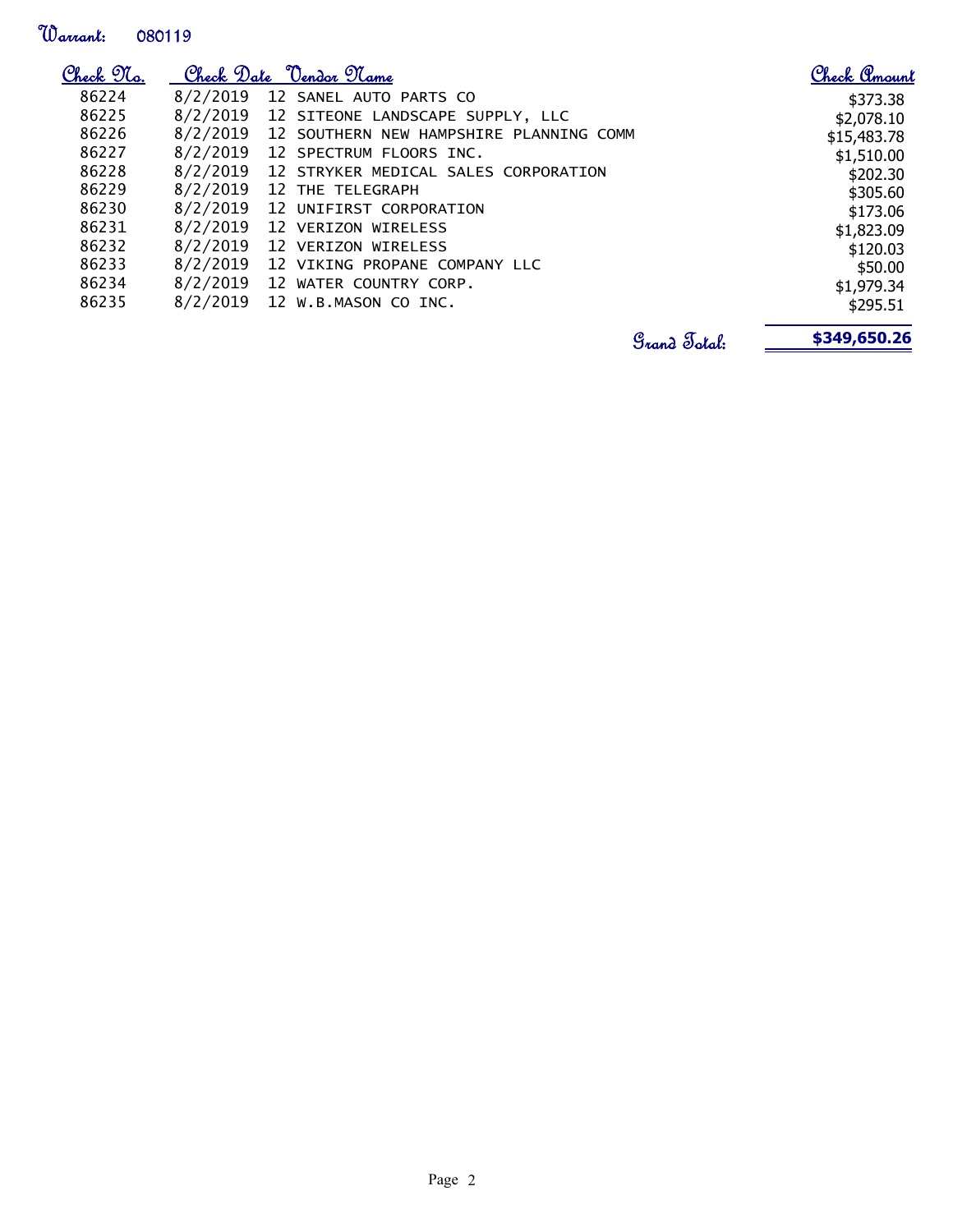**Warrant:** 080119

| Check No. | Check Date | Vendor Name | Check Amount |
|---|---|---|---|
| 86224 | 8/2/2019 | 12 SANEL AUTO PARTS CO | $373.38 |
| 86225 | 8/2/2019 | 12 SITEONE LANDSCAPE SUPPLY, LLC | $2,078.10 |
| 86226 | 8/2/2019 | 12 SOUTHERN NEW HAMPSHIRE PLANNING COMM | $15,483.78 |
| 86227 | 8/2/2019 | 12 SPECTRUM FLOORS INC. | $1,510.00 |
| 86228 | 8/2/2019 | 12 STRYKER MEDICAL SALES CORPORATION | $202.30 |
| 86229 | 8/2/2019 | 12 THE TELEGRAPH | $305.60 |
| 86230 | 8/2/2019 | 12 UNIFIRST CORPORATION | $173.06 |
| 86231 | 8/2/2019 | 12 VERIZON WIRELESS | $1,823.09 |
| 86232 | 8/2/2019 | 12 VERIZON WIRELESS | $120.03 |
| 86233 | 8/2/2019 | 12 VIKING PROPANE COMPANY LLC | $50.00 |
| 86234 | 8/2/2019 | 12 WATER COUNTRY CORP. | $1,979.34 |
| 86235 | 8/2/2019 | 12 W.B.MASON CO INC. | $295.51 |
| | | **Grand Total:** | **$349,650.26** |